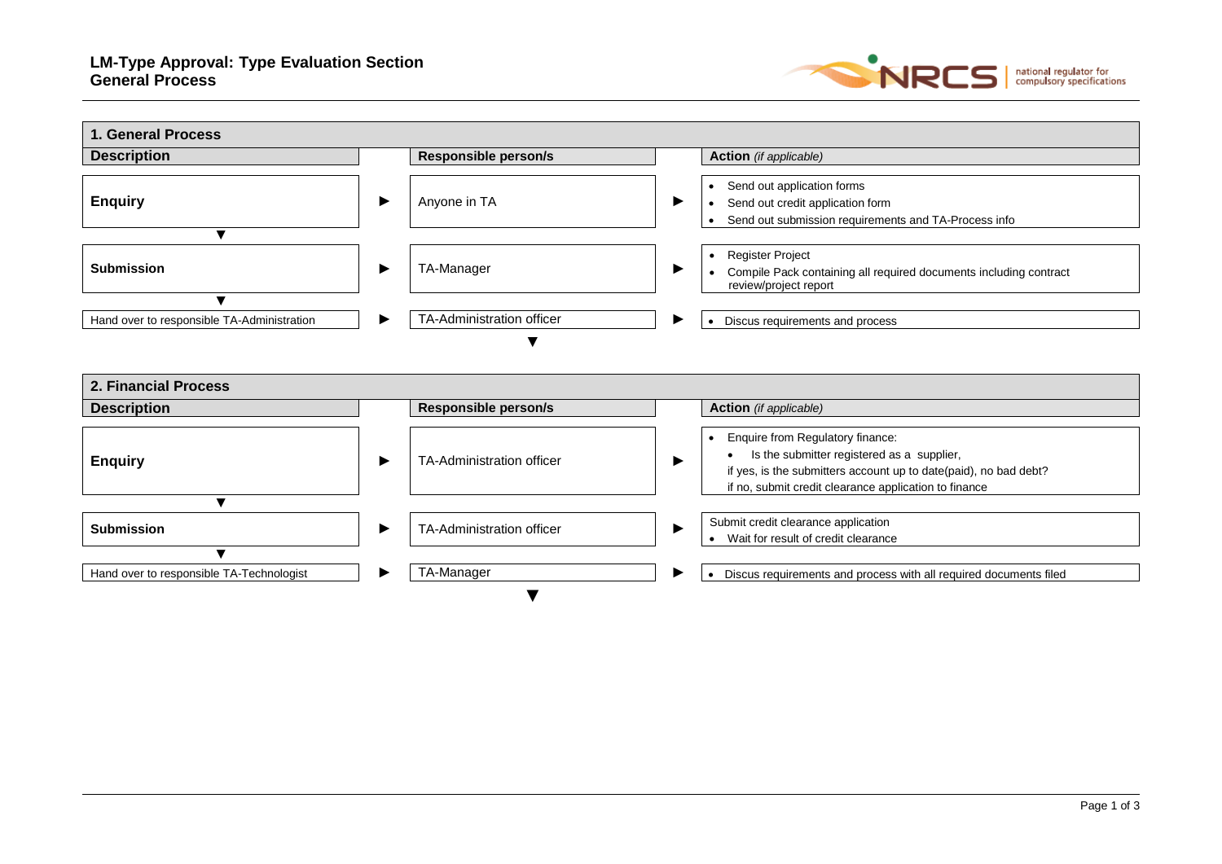# LM-Type Approval: Type Evaluation Section
# General Process

## 1. General Process

| Description | | Responsible person/s | | Action *(if applicable)* |
|---|---|---|---|---|
| **Enquiry** | ► | Anyone in TA | ► | • Send out application forms<br>• Send out credit application form<br>• Send out submission requirements and TA-Process info |
| ▼ | | | | |
| **Submission** | ► | TA-Manager | ► | • Register Project<br>• Compile Pack containing all required documents including contract review/project report |
| ▼ | | | | |
| Hand over to responsible TA-Administration | ► | TA-Administration officer | ► | • Discus requirements and process |
| | | ▼ | | |

## 2. Financial Process

| Description | | Responsible person/s | | Action *(if applicable)* |
|---|---|---|---|---|
| **Enquiry** | ► | TA-Administration officer | ► | • Enquire from Regulatory finance:<br>• Is the submitter registered as a supplier,<br>if yes, is the submitters account up to date(paid), no bad debt?<br>if no, submit credit clearance application to finance |
| ▼ | | | | |
| **Submission** | ► | TA-Administration officer | ► | Submit credit clearance application<br>• Wait for result of credit clearance |
| ▼ | | | | |
| Hand over to responsible TA-Technologist | ► | TA-Manager | ► | • Discus requirements and process with all required documents filed |
| | | ▼ | | |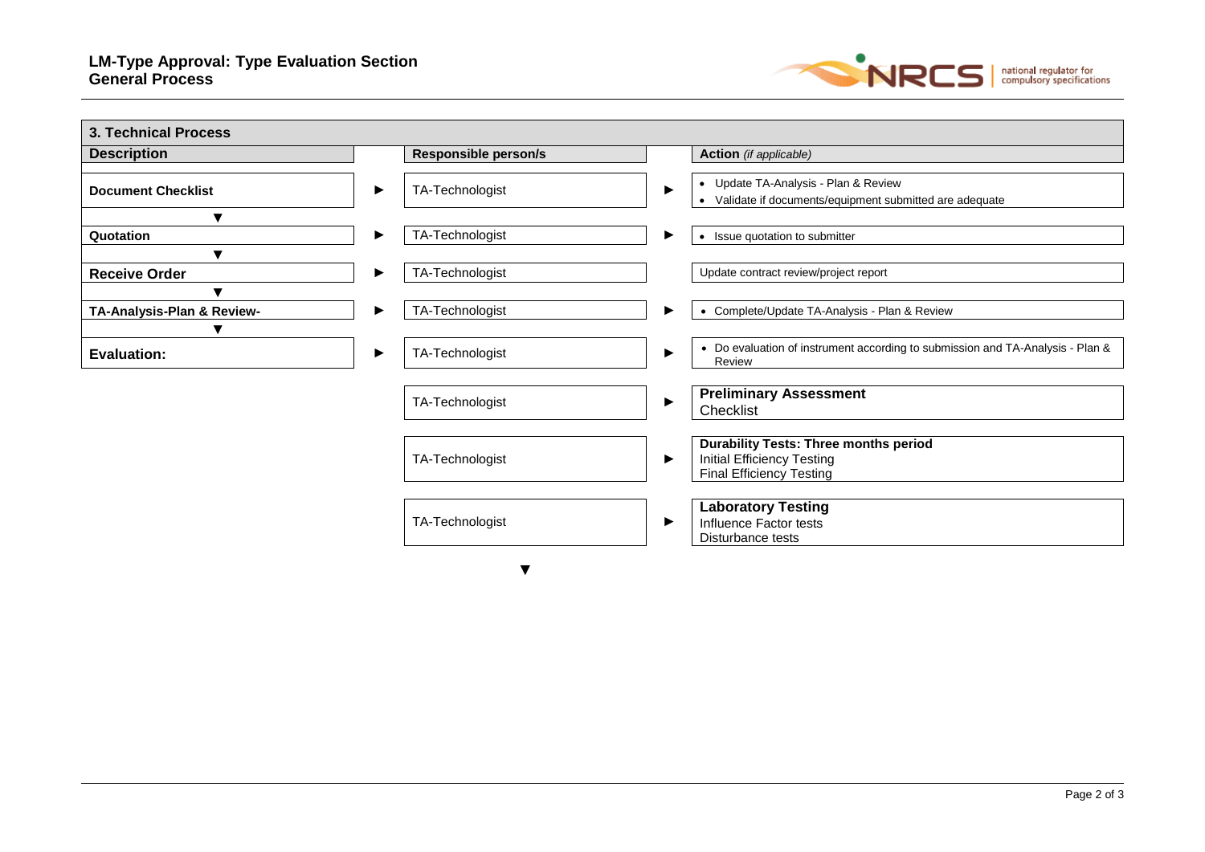## 3. Technical Process

| Description | | Responsible person/s | | Action *(if applicable)* |
|---|---|---|---|---|
| **Document Checklist** | ► | TA-Technologist | ► | • Update TA-Analysis - Plan & Review<br>• Validate if documents/equipment submitted are adequate |
| ▼ | | | | |
| **Quotation** | ► | TA-Technologist | ► | • Issue quotation to submitter |
| ▼ | | | | |
| **Receive Order** | ► | TA-Technologist | | Update contract review/project report |
| ▼ | | | | |
| **TA-Analysis-Plan & Review-** | ► | TA-Technologist | ► | • Complete/Update TA-Analysis - Plan & Review |
| ▼ | | | | |
| **Evaluation:** | ► | TA-Technologist | ► | • Do evaluation of instrument according to submission and TA-Analysis - Plan & Review |
| | | TA-Technologist | ► | **Preliminary Assessment**<br>Checklist |
| | | TA-Technologist | ► | **Durability Tests: Three months period**<br>Initial Efficiency Testing<br>Final Efficiency Testing |
| | | TA-Technologist | ► | **Laboratory Testing**<br>Influence Factor tests<br>Disturbance tests |
| | | ▼ | | |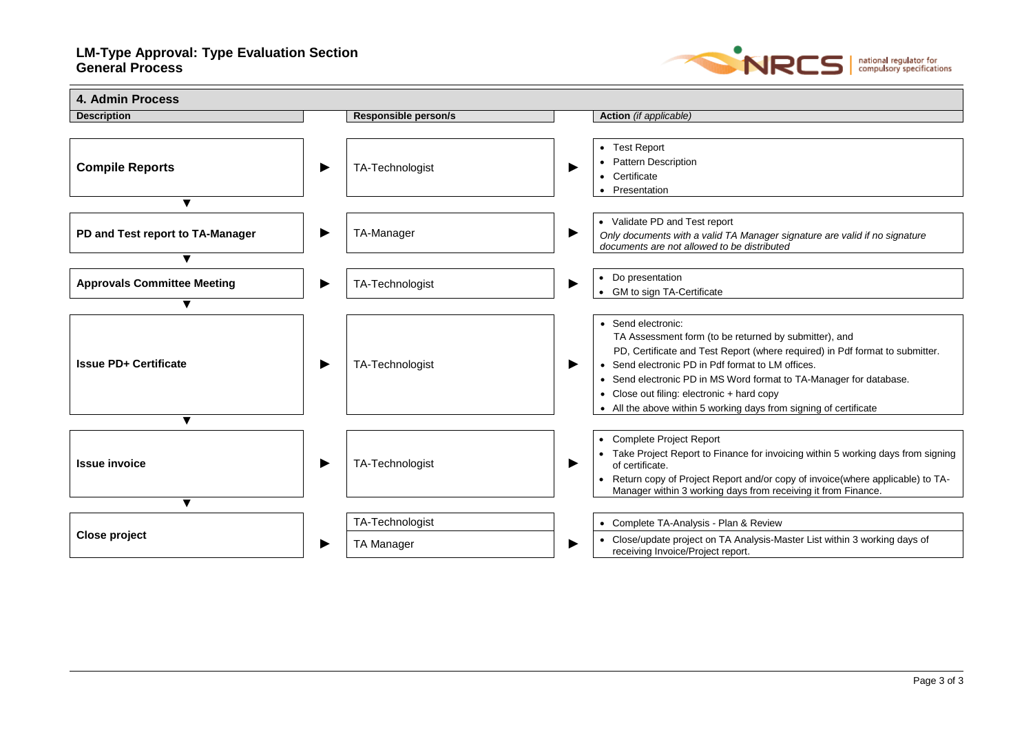## 4. Admin Process

| Description | Responsible person/s | Action *(if applicable)* |
|---|---|---|
| **Compile Reports** | TA-Technologist | • Test Report<br>• Pattern Description<br>• Certificate<br>• Presentation |
| **PD and Test report to TA-Manager** | TA-Manager | • Validate PD and Test report<br>*Only documents with a valid TA Manager signature are valid if no signature documents are not allowed to be distributed* |
| **Approvals Committee Meeting** | TA-Technologist | • Do presentation<br>• GM to sign TA-Certificate |
| **Issue PD+ Certificate** | TA-Technologist | • Send electronic:<br>TA Assessment form (to be returned by submitter), and<br>PD, Certificate and Test Report (where required) in Pdf format to submitter.<br>• Send electronic PD in Pdf format to LM offices.<br>• Send electronic PD in MS Word format to TA-Manager for database.<br>• Close out filing: electronic + hard copy<br>• All the above within 5 working days from signing of certificate |
| **Issue invoice** | TA-Technologist | • Complete Project Report<br>• Take Project Report to Finance for invoicing within 5 working days from signing of certificate.<br>• Return copy of Project Report and/or copy of invoice(where applicable) to TA-Manager within 3 working days from receiving it from Finance. |
| **Close project** | TA-Technologist | • Complete TA-Analysis - Plan & Review |
| | TA Manager | • Close/update project on TA Analysis-Master List within 3 working days of receiving Invoice/Project report. |